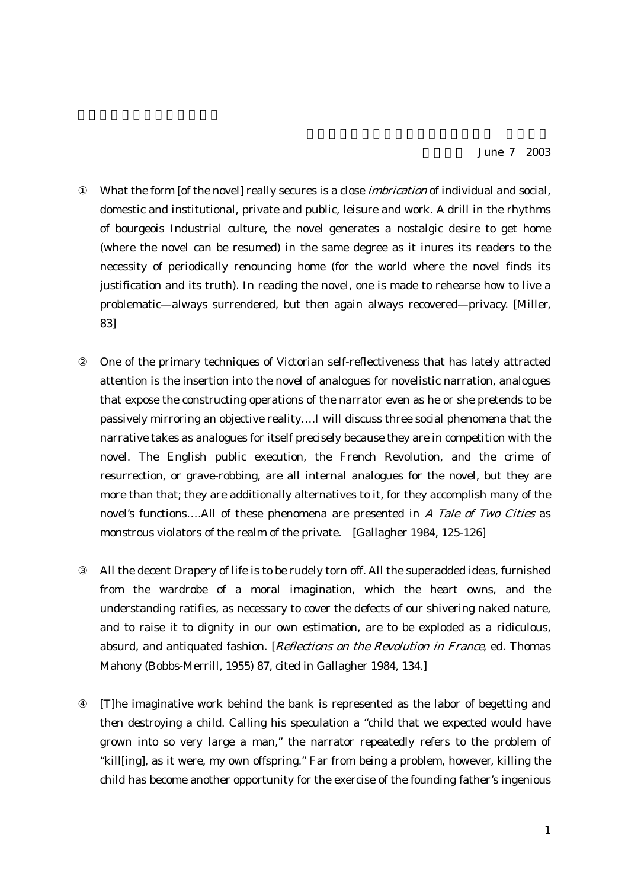June 7 2003

① What the form [of the novel] really secures is a close *imbrication* of individual and social, domestic and institutional, private and public, leisure and work. A drill in the rhythms of bourgeois Industrial culture, the novel generates a nostalgic desire to get home (where the novel can be resumed) in the same degree as it inures its readers to the necessity of periodically renouncing home (for the world where the novel finds its justification and its truth). In reading the novel, one is made to rehearse how to live a problematic—always surrendered, but then again always recovered—privacy. [Miller, 83]

② One of the primary techniques of Victorian self-reflectiveness that has lately attracted attention is the insertion into the novel of analogues for novelistic narration, analogues that expose the constructing operations of the narrator even as he or she pretends to be passively mirroring an objective reality….I will discuss three social phenomena that the narrative takes as analogues for itself precisely because they are in competition with the novel. The English public execution, the French Revolution, and the crime of resurrection, or grave-robbing, are all internal analogues for the novel, but they are more than that; they are additionally alternatives to it, for they accomplish many of the novel's functions….All of these phenomena are presented in *A Tale of Two Cities* as monstrous violators of the realm of the private. [Gallagher 1984, 125-126]

③ All the decent Drapery of life is to be rudely torn off. All the superadded ideas, furnished from the wardrobe of a moral imagination, which the heart owns, and the understanding ratifies, as necessary to cover the defects of our shivering naked nature, and to raise it to dignity in our own estimation, are to be exploded as a ridiculous, absurd, and antiquated fashion. [*Reflections on the Revolution in France*, ed. Thomas Mahony (Bobbs-Merrill, 1955) 87, cited in Gallagher 1984, 134.]

④ [T]he imaginative work behind the bank is represented as the labor of begetting and then destroying a child. Calling his speculation a "child that we expected would have grown into so very large a man," the narrator repeatedly refers to the problem of "kill[ing], as it were, my own offspring." Far from being a problem, however, killing the child has become another opportunity for the exercise of the founding father's ingenious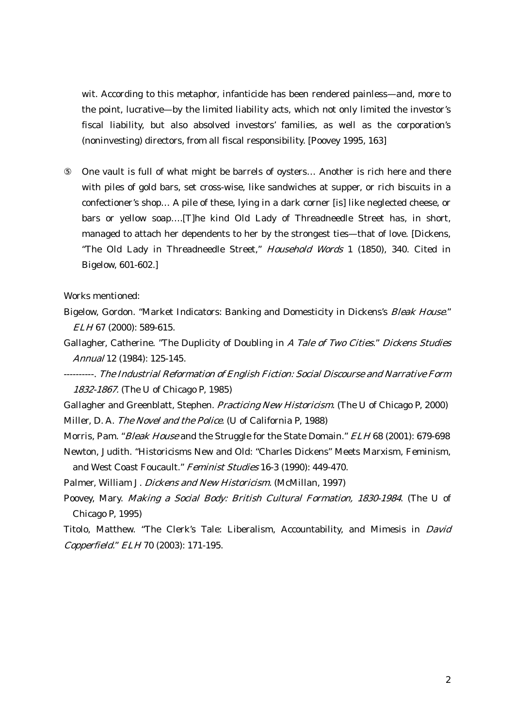wit. According to this metaphor, infanticide has been rendered painless—and, more to the point, lucrative—by the limited liability acts, which not only limited the investor's fiscal liability, but also absolved investors' families, as well as the corporation's (noninvesting) directors, from all fiscal responsibility. [Poovey 1995, 163]

⑤ One vault is full of what might be barrels of oysters… Another is rich here and there with piles of gold bars, set cross-wise, like sandwiches at supper, or rich biscuits in a confectioner's shop… A pile of these, lying in a dark corner [is] like neglected cheese, or bars or yellow soap….[T]he kind Old Lady of Threadneedle Street has, in short, managed to attach her dependents to her by the strongest ties—that of love. [Dickens, "The Old Lady in Threadneedle Street," *Household Words* 1 (1850), 340. Cited in Bigelow, 601-602.]

Works mentioned:

Bigelow, Gordon. "Market Indicators: Banking and Domesticity in Dickens's *Bleak House*." *ELH* 67 (2000): 589-615.

Gallagher, Catherine. "The Duplicity of Doubling in *A Tale of Two Cities*." *Dickens Studies Annual* 12 (1984): 125-145.

----------. *The Industrial Reformation of English Fiction: Social Discourse and Narrative Form 1832-1867.* (The U of Chicago P, 1985)

Gallagher and Greenblatt, Stephen. *Practicing New Historicism*. (The U of Chicago P, 2000)

Miller, D. A. *The Novel and the Police*. (U of California P, 1988)

Morris, Pam. "*Bleak House* and the Struggle for the State Domain." *ELH* 68 (2001): 679-698

Newton, Judith. "Historicisms New and Old: "Charles Dickens" Meets Marxism, Feminism, and West Coast Foucault." *Feminist Studies* 16-3 (1990): 449-470.

Palmer, William J. *Dickens and New Historicism*. (McMillan, 1997)

Poovey, Mary. *Making a Social Body: British Cultural Formation, 1830-1984*. (The U of Chicago P, 1995)

Titolo, Matthew. "The Clerk's Tale: Liberalism, Accountability, and Mimesis in *David Copperfield*." *ELH* 70 (2003): 171-195.